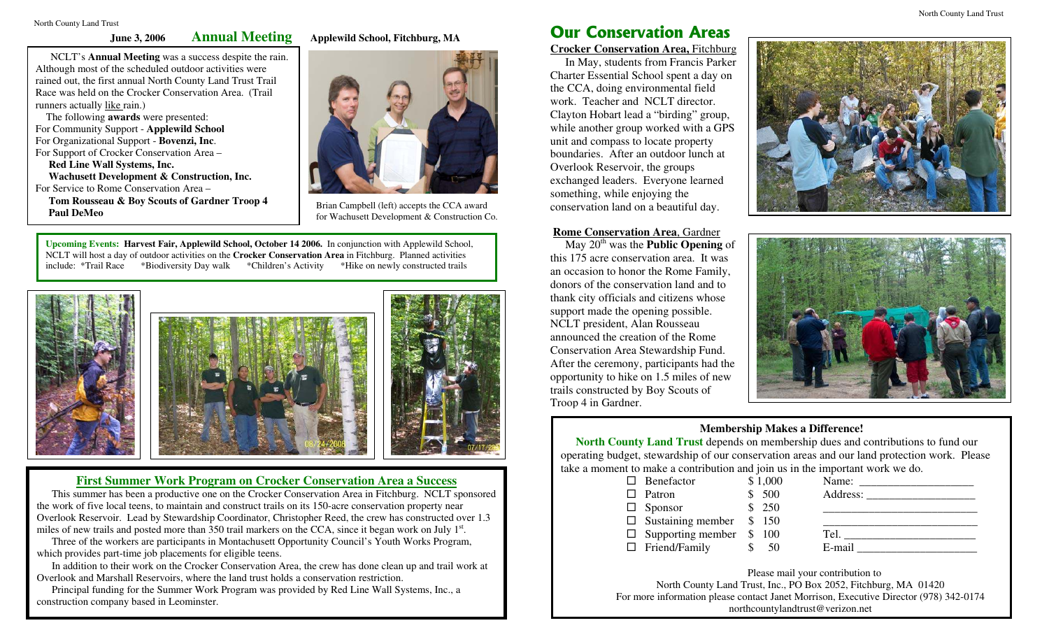## June 3, 2006 — Annual Meeting — Applewild School, Fitchburg, MA

NCLT's **Annual Meeting** was a success despite the rain. Although most of the scheduled outdoor activities were rained out, the first annual North County Land Trust Trail Race was held on the Crocker Conservation Area. (Trail runners actually like rain.)

The following **awards** were presented:

For Community Support - **Applewild School**
For Organizational Support - **Bovenzi, Inc**.
For Support of Crocker Conservation Area –
**Red Line Wall Systems, Inc.**
**Wachusett Development & Construction, Inc.**
For Service to Rome Conservation Area –
**Tom Rousseau & Boy Scouts of Gardner Troop 4**
**Paul DeMeo**

Brian Campbell (left) accepts the CCA award for Wachusett Development & Construction Co.

**Upcoming Events: Harvest Fair, Applewild School, October 14 2006.** In conjunction with Applewild School, NCLT will host a day of outdoor activities on the **Crocker Conservation Area** in Fitchburg. Planned activities include: *Trail Race *Biodiversity Day walk *Children's Activity *Hike on newly constructed trails

## First Summer Work Program on Crocker Conservation Area a Success

This summer has been a productive one on the Crocker Conservation Area in Fitchburg. NCLT sponsored the work of five local teens, to maintain and construct trails on its 150-acre conservation property near Overlook Reservoir. Lead by Stewardship Coordinator, Christopher Reed, the crew has constructed over 1.3 miles of new trails and posted more than 350 trail markers on the CCA, since it began work on July 1st.

Three of the workers are participants in Montachusett Opportunity Council's Youth Works Program, which provides part-time job placements for eligible teens.

In addition to their work on the Crocker Conservation Area, the crew has done clean up and trail work at Overlook and Marshall Reservoirs, where the land trust holds a conservation restriction.

Principal funding for the Summer Work Program was provided by Red Line Wall Systems, Inc., a construction company based in Leominster.

# Our Conservation Areas

### Crocker Conservation Area, Fitchburg

In May, students from Francis Parker Charter Essential School spent a day on the CCA, doing environmental field work. Teacher and NCLT director. Clayton Hobart lead a "birding" group, while another group worked with a GPS unit and compass to locate property boundaries. After an outdoor lunch at Overlook Reservoir, the groups exchanged leaders. Everyone learned something, while enjoying the conservation land on a beautiful day.

### Rome Conservation Area, Gardner

May 20th was the **Public Opening** of this 175 acre conservation area. It was an occasion to honor the Rome Family, donors of the conservation land and to thank city officials and citizens whose support made the opening possible. NCLT president, Alan Rousseau announced the creation of the Rome Conservation Area Stewardship Fund. After the ceremony, participants had the opportunity to hike on 1.5 miles of new trails constructed by Boy Scouts of Troop 4 in Gardner.

### Membership Makes a Difference!

**North County Land Trust** depends on membership dues and contributions to fund our operating budget, stewardship of our conservation areas and our land protection work. Please take a moment to make a contribution and join us in the important work we do.

| | | |
|---|---|---|
| ☐ Benefactor | $ 1,000 | Name: ____________ |
| ☐ Patron | $ 500 | Address: ____________ |
| ☐ Sponsor | $ 250 | ____________ |
| ☐ Sustaining member | $ 150 | ____________ |
| ☐ Supporting member | $ 100 | Tel. ____________ |
| ☐ Friend/Family | $ 50 | E-mail ____________ |

Please mail your contribution to
North County Land Trust, Inc., PO Box 2052, Fitchburg, MA 01420
For more information please contact Janet Morrison, Executive Director (978) 342-0174
northcountylandtrust@verizon.net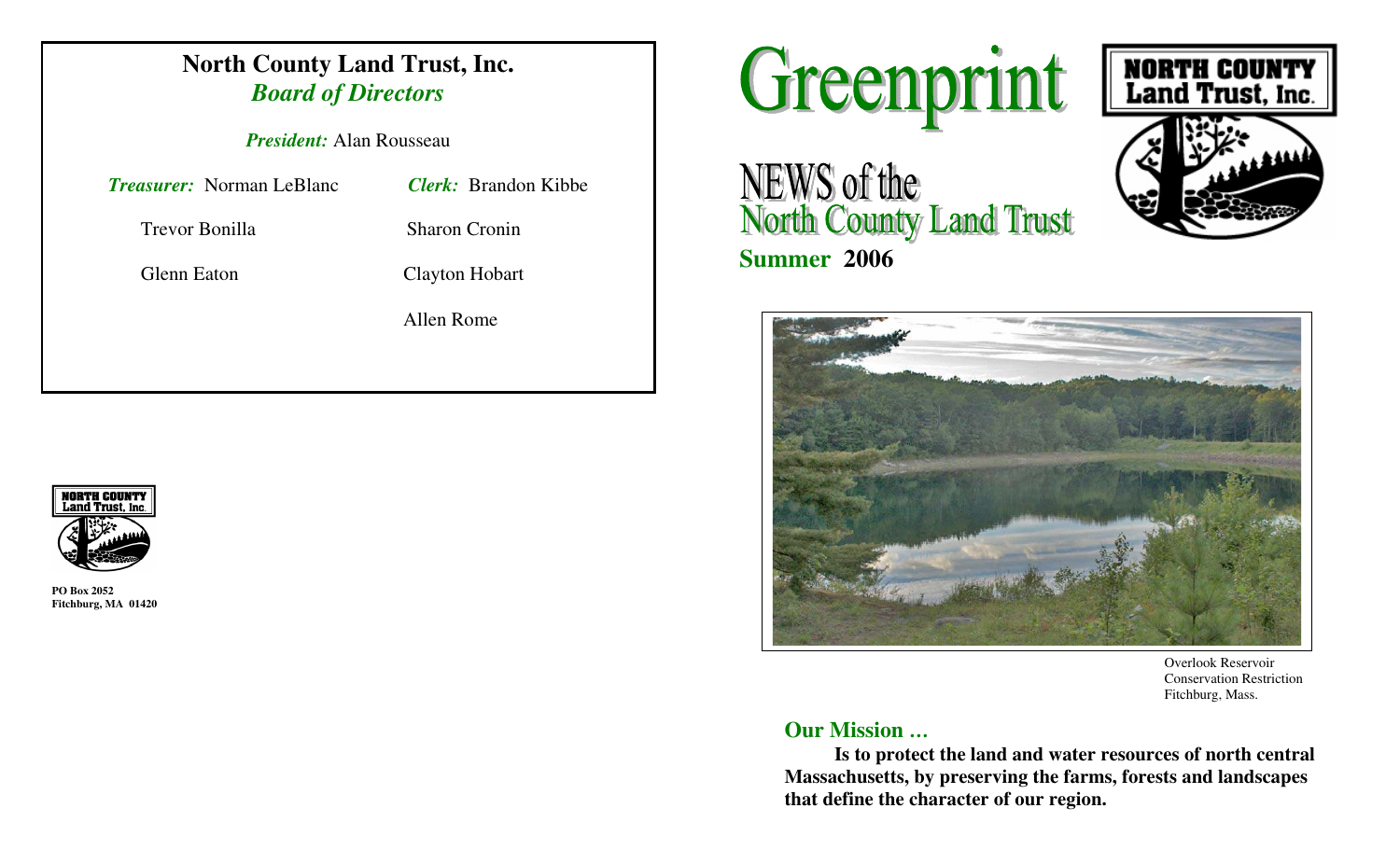## North County Land Trust, Inc.
### *Board of Directors*

***President:*** Alan Rousseau

***Treasurer:*** Norman LeBlanc

***Clerk:*** Brandon Kibbe

Trevor Bonilla

Sharon Cronin

Glenn Eaton

Clayton Hobart

Allen Rome

**PO Box 2052**
**Fitchburg, MA 01420**

# Greenprint

## NEWS of the North County Land Trust

**Summer 2006**

NORTH COUNTY Land Trust, Inc.

Overlook Reservoir
Conservation Restriction
Fitchburg, Mass.

### Our Mission …

**Is to protect the land and water resources of north central Massachusetts, by preserving the farms, forests and landscapes that define the character of our region.**